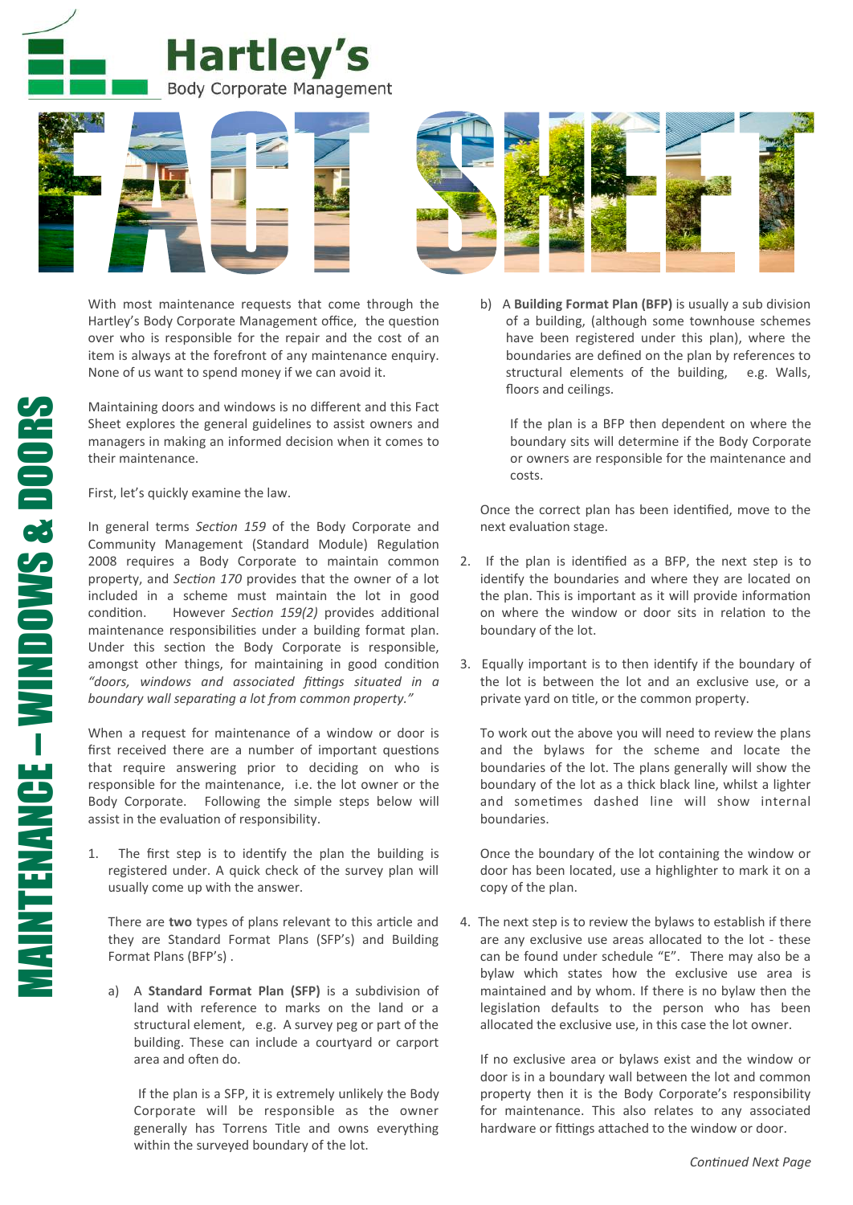# Hartley's
Body Corporate Management

# FACT SHEET

## MAINTENANCE – WINDOWS & DOORS

With most maintenance requests that come through the Hartley's Body Corporate Management office, the question over who is responsible for the repair and the cost of an item is always at the forefront of any maintenance enquiry. None of us want to spend money if we can avoid it.

Maintaining doors and windows is no different and this Fact Sheet explores the general guidelines to assist owners and managers in making an informed decision when it comes to their maintenance.

First, let's quickly examine the law.

In general terms *Section 159* of the Body Corporate and Community Management (Standard Module) Regulation 2008 requires a Body Corporate to maintain common property, and *Section 170* provides that the owner of a lot included in a scheme must maintain the lot in good condition. However *Section 159(2)* provides additional maintenance responsibilities under a building format plan. Under this section the Body Corporate is responsible, amongst other things, for maintaining in good condition *"doors, windows and associated fittings situated in a boundary wall separating a lot from common property."*

When a request for maintenance of a window or door is first received there are a number of important questions that require answering prior to deciding on who is responsible for the maintenance, i.e. the lot owner or the Body Corporate. Following the simple steps below will assist in the evaluation of responsibility.

1. The first step is to identify the plan the building is registered under. A quick check of the survey plan will usually come up with the answer.

   There are **two** types of plans relevant to this article and they are Standard Format Plans (SFP's) and Building Format Plans (BFP's) .

   a) A **Standard Format Plan (SFP)** is a subdivision of land with reference to marks on the land or a structural element, e.g. A survey peg or part of the building. These can include a courtyard or carport area and often do.

      If the plan is a SFP, it is extremely unlikely the Body Corporate will be responsible as the owner generally has Torrens Title and owns everything within the surveyed boundary of the lot.

   b) A **Building Format Plan (BFP)** is usually a sub division of a building, (although some townhouse schemes have been registered under this plan), where the boundaries are defined on the plan by references to structural elements of the building, e.g. Walls, floors and ceilings.

      If the plan is a BFP then dependent on where the boundary sits will determine if the Body Corporate or owners are responsible for the maintenance and costs.

   Once the correct plan has been identified, move to the next evaluation stage.

2. If the plan is identified as a BFP, the next step is to identify the boundaries and where they are located on the plan. This is important as it will provide information on where the window or door sits in relation to the boundary of the lot.

3. Equally important is to then identify if the boundary of the lot is between the lot and an exclusive use, or a private yard on title, or the common property.

   To work out the above you will need to review the plans and the bylaws for the scheme and locate the boundaries of the lot. The plans generally will show the boundary of the lot as a thick black line, whilst a lighter and sometimes dashed line will show internal boundaries.

   Once the boundary of the lot containing the window or door has been located, use a highlighter to mark it on a copy of the plan.

4. The next step is to review the bylaws to establish if there are any exclusive use areas allocated to the lot - these can be found under schedule "E". There may also be a bylaw which states how the exclusive use area is maintained and by whom. If there is no bylaw then the legislation defaults to the person who has been allocated the exclusive use, in this case the lot owner.

   If no exclusive area or bylaws exist and the window or door is in a boundary wall between the lot and common property then it is the Body Corporate's responsibility for maintenance. This also relates to any associated hardware or fittings attached to the window or door.

*Continued Next Page*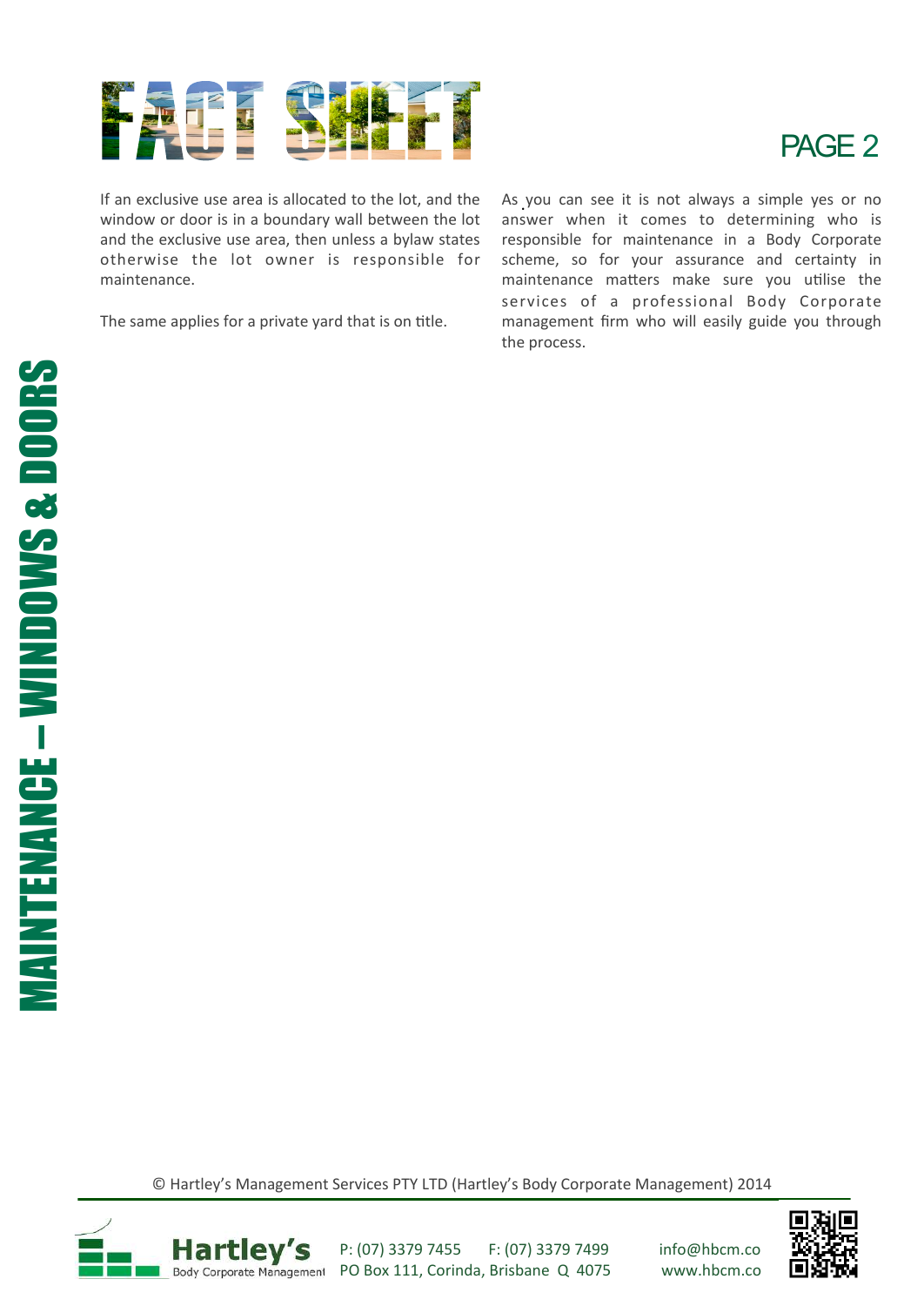If an exclusive use area is allocated to the lot, and the window or door is in a boundary wall between the lot and the exclusive use area, then unless a bylaw states otherwise the lot owner is responsible for maintenance.

The same applies for a private yard that is on title.

As you can see it is not always a simple yes or no answer when it comes to determining who is responsible for maintenance in a Body Corporate scheme, so for your assurance and certainty in maintenance matters make sure you utilise the services of a professional Body Corporate management firm who will easily guide you through the process.

© Hartley's Management Services PTY LTD (Hartley's Body Corporate Management) 2014

Hartley's Body Corporate Management

P: (07) 3379 7455 F: (07) 3379 7499 info@hbcm.co

PO Box 111, Corinda, Brisbane Q 4075 www.hbcm.co